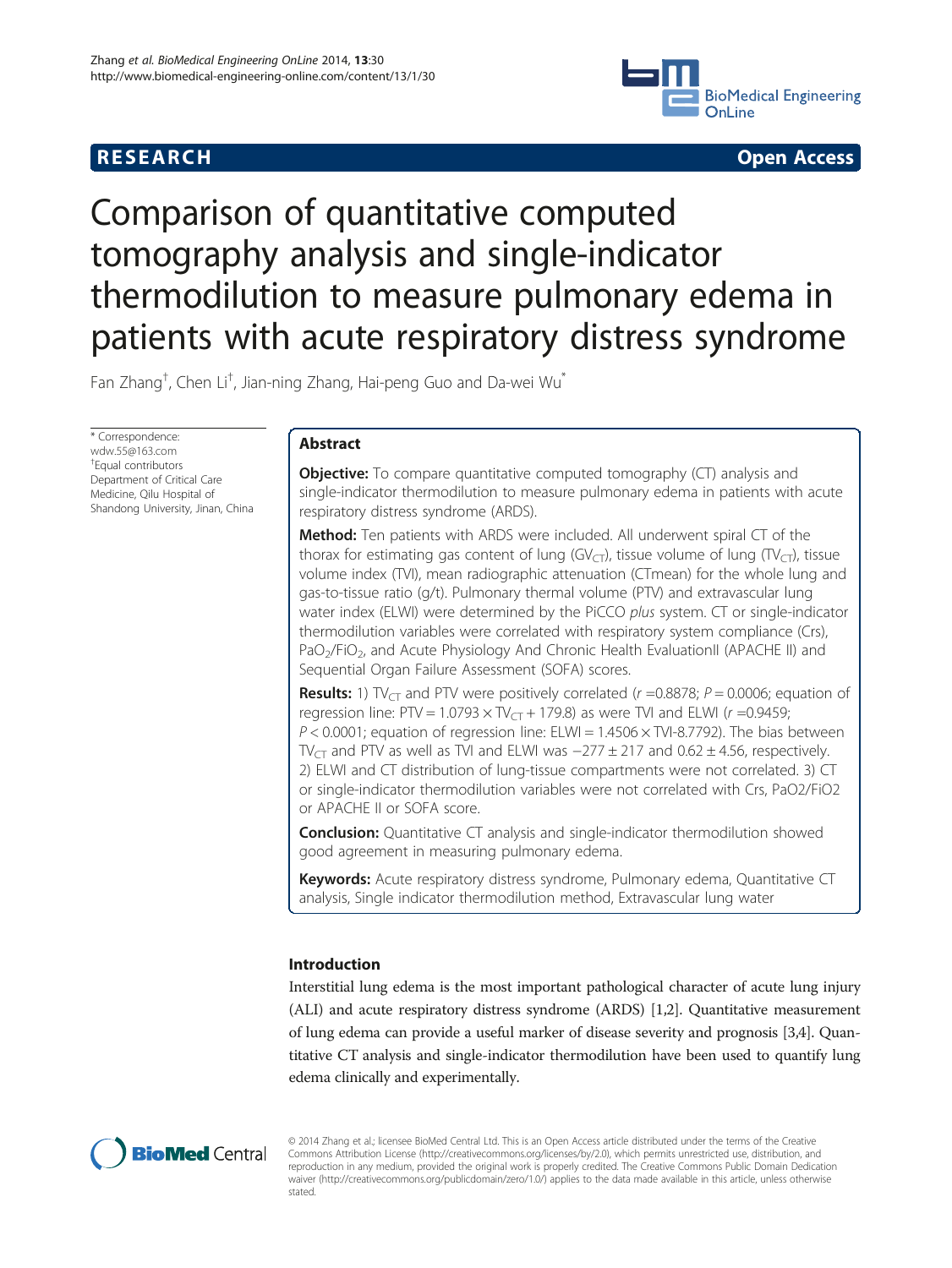RESEARCH Open Access

# Comparison of quantitative computed tomography analysis and single-indicator thermodilution to measure pulmonary edema in patients with acute respiratory distress syndrome

Fan Zhang[†], Chen Li[†], Jian-ning Zhang, Hai-peng Guo and Da-wei Wu[*]

* Correspondence: wdw.55@163.com
[†]Equal contributors
Department of Critical Care Medicine, Qilu Hospital of Shandong University, Jinan, China

## Abstract

**Objective:** To compare quantitative computed tomography (CT) analysis and single-indicator thermodilution to measure pulmonary edema in patients with acute respiratory distress syndrome (ARDS).

**Method:** Ten patients with ARDS were included. All underwent spiral CT of the thorax for estimating gas content of lung ($GV_{CT}$), tissue volume of lung ($TV_{CT}$), tissue volume index (TVI), mean radiographic attenuation (CTmean) for the whole lung and gas-to-tissue ratio (g/t). Pulmonary thermal volume (PTV) and extravascular lung water index (ELWI) were determined by the PiCCO *plus* system. CT or single-indicator thermodilution variables were correlated with respiratory system compliance (Crs), $PaO_2/FiO_2$, and Acute Physiology And Chronic Health EvaluationII (APACHE II) and Sequential Organ Failure Assessment (SOFA) scores.

**Results:** 1) $TV_{CT}$ and PTV were positively correlated ($r = 0.8878$; $P = 0.0006$; equation of regression line: $PTV = 1.0793 \times TV_{CT} + 179.8$) as were TVI and ELWI ($r = 0.9459$; $P < 0.0001$; equation of regression line: $ELWI = 1.4506 \times TVI - 8.7792$). The bias between $TV_{CT}$ and PTV as well as TVI and ELWI was $-277 \pm 217$ and $0.62 \pm 4.56$, respectively. 2) ELWI and CT distribution of lung-tissue compartments were not correlated. 3) CT or single-indicator thermodilution variables were not correlated with Crs, PaO2/FiO2 or APACHE II or SOFA score.

**Conclusion:** Quantitative CT analysis and single-indicator thermodilution showed good agreement in measuring pulmonary edema.

**Keywords:** Acute respiratory distress syndrome, Pulmonary edema, Quantitative CT analysis, Single indicator thermodilution method, Extravascular lung water

## Introduction

Interstitial lung edema is the most important pathological character of acute lung injury (ALI) and acute respiratory distress syndrome (ARDS) [1,2]. Quantitative measurement of lung edema can provide a useful marker of disease severity and prognosis [3,4]. Quantitative CT analysis and single-indicator thermodilution have been used to quantify lung edema clinically and experimentally.

© 2014 Zhang et al.; licensee BioMed Central Ltd. This is an Open Access article distributed under the terms of the Creative Commons Attribution License (http://creativecommons.org/licenses/by/2.0), which permits unrestricted use, distribution, and reproduction in any medium, provided the original work is properly credited. The Creative Commons Public Domain Dedication waiver (http://creativecommons.org/publicdomain/zero/1.0/) applies to the data made available in this article, unless otherwise stated.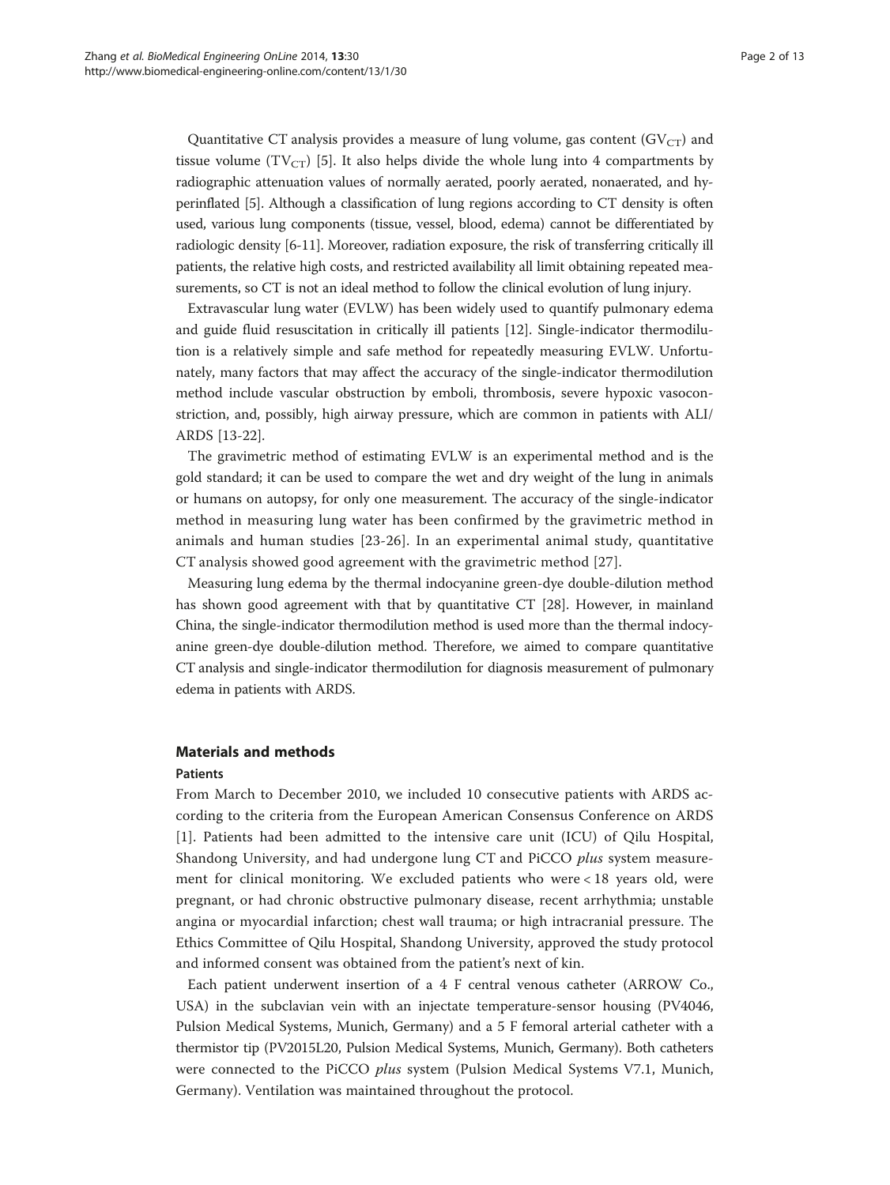Quantitative CT analysis provides a measure of lung volume, gas content ($GV_{CT}$) and tissue volume ($TV_{CT}$) [5]. It also helps divide the whole lung into 4 compartments by radiographic attenuation values of normally aerated, poorly aerated, nonaerated, and hyperinflated [5]. Although a classification of lung regions according to CT density is often used, various lung components (tissue, vessel, blood, edema) cannot be differentiated by radiologic density [6-11]. Moreover, radiation exposure, the risk of transferring critically ill patients, the relative high costs, and restricted availability all limit obtaining repeated measurements, so CT is not an ideal method to follow the clinical evolution of lung injury.

Extravascular lung water (EVLW) has been widely used to quantify pulmonary edema and guide fluid resuscitation in critically ill patients [12]. Single-indicator thermodilution is a relatively simple and safe method for repeatedly measuring EVLW. Unfortunately, many factors that may affect the accuracy of the single-indicator thermodilution method include vascular obstruction by emboli, thrombosis, severe hypoxic vasoconstriction, and, possibly, high airway pressure, which are common in patients with ALI/ARDS [13-22].

The gravimetric method of estimating EVLW is an experimental method and is the gold standard; it can be used to compare the wet and dry weight of the lung in animals or humans on autopsy, for only one measurement. The accuracy of the single-indicator method in measuring lung water has been confirmed by the gravimetric method in animals and human studies [23-26]. In an experimental animal study, quantitative CT analysis showed good agreement with the gravimetric method [27].

Measuring lung edema by the thermal indocyanine green-dye double-dilution method has shown good agreement with that by quantitative CT [28]. However, in mainland China, the single-indicator thermodilution method is used more than the thermal indocyanine green-dye double-dilution method. Therefore, we aimed to compare quantitative CT analysis and single-indicator thermodilution for diagnosis measurement of pulmonary edema in patients with ARDS.

## Materials and methods

### Patients

From March to December 2010, we included 10 consecutive patients with ARDS according to the criteria from the European American Consensus Conference on ARDS [1]. Patients had been admitted to the intensive care unit (ICU) of Qilu Hospital, Shandong University, and had undergone lung CT and PiCCO *plus* system measurement for clinical monitoring. We excluded patients who were < 18 years old, were pregnant, or had chronic obstructive pulmonary disease, recent arrhythmia; unstable angina or myocardial infarction; chest wall trauma; or high intracranial pressure. The Ethics Committee of Qilu Hospital, Shandong University, approved the study protocol and informed consent was obtained from the patient's next of kin.

Each patient underwent insertion of a 4 F central venous catheter (ARROW Co., USA) in the subclavian vein with an injectate temperature-sensor housing (PV4046, Pulsion Medical Systems, Munich, Germany) and a 5 F femoral arterial catheter with a thermistor tip (PV2015L20, Pulsion Medical Systems, Munich, Germany). Both catheters were connected to the PiCCO *plus* system (Pulsion Medical Systems V7.1, Munich, Germany). Ventilation was maintained throughout the protocol.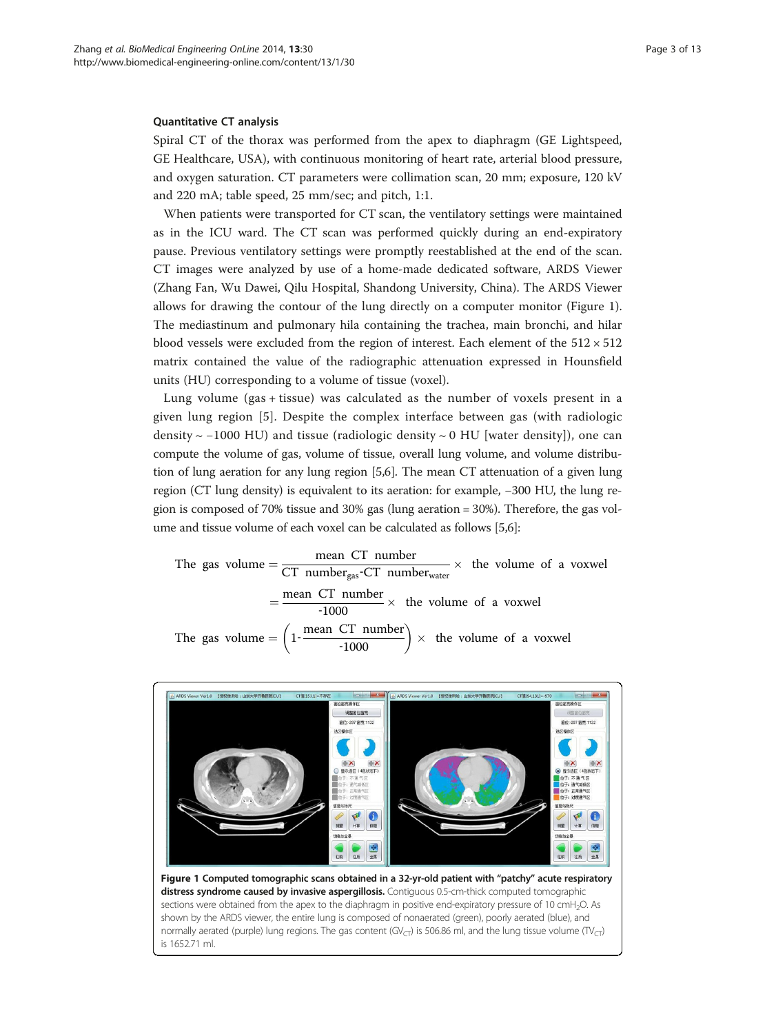### Quantitative CT analysis

Spiral CT of the thorax was performed from the apex to diaphragm (GE Lightspeed, GE Healthcare, USA), with continuous monitoring of heart rate, arterial blood pressure, and oxygen saturation. CT parameters were collimation scan, 20 mm; exposure, 120 kV and 220 mA; table speed, 25 mm/sec; and pitch, 1:1.

When patients were transported for CT scan, the ventilatory settings were maintained as in the ICU ward. The CT scan was performed quickly during an end-expiratory pause. Previous ventilatory settings were promptly reestablished at the end of the scan. CT images were analyzed by use of a home-made dedicated software, ARDS Viewer (Zhang Fan, Wu Dawei, Qilu Hospital, Shandong University, China). The ARDS Viewer allows for drawing the contour of the lung directly on a computer monitor (Figure 1). The mediastinum and pulmonary hila containing the trachea, main bronchi, and hilar blood vessels were excluded from the region of interest. Each element of the 512 × 512 matrix contained the value of the radiographic attenuation expressed in Hounsfield units (HU) corresponding to a volume of tissue (voxel).

Lung volume (gas + tissue) was calculated as the number of voxels present in a given lung region [5]. Despite the complex interface between gas (with radiologic density ~ −1000 HU) and tissue (radiologic density ~ 0 HU [water density]), one can compute the volume of gas, volume of tissue, overall lung volume, and volume distribution of lung aeration for any lung region [5,6]. The mean CT attenuation of a given lung region (CT lung density) is equivalent to its aeration: for example, −300 HU, the lung region is composed of 70% tissue and 30% gas (lung aeration = 30%). Therefore, the gas volume and tissue volume of each voxel can be calculated as follows [5,6]:

$$\text{The gas volume} = \frac{\text{mean CT number}}{\text{CT number}_{\text{gas}}\text{-CT number}_{\text{water}}} \times \text{the volume of a voxwel}$$

$$= \frac{\text{mean CT number}}{\text{-1000}} \times \text{the volume of a voxwel}$$

$$\text{The gas volume} = \left(1\text{-}\frac{\text{mean CT number}}{\text{-1000}}\right) \times \text{the volume of a voxwel}$$

**Figure 1 Computed tomographic scans obtained in a 32-yr-old patient with "patchy" acute respiratory distress syndrome caused by invasive aspergillosis.** Contiguous 0.5-cm-thick computed tomographic sections were obtained from the apex to the diaphragm in positive end-expiratory pressure of 10 cm$H_2O$. As shown by the ARDS viewer, the entire lung is composed of nonaerated (green), poorly aerated (blue), and normally aerated (purple) lung regions. The gas content ($GV_{CT}$) is 506.86 ml, and the lung tissue volume ($TV_{CT}$) is 1652.71 ml.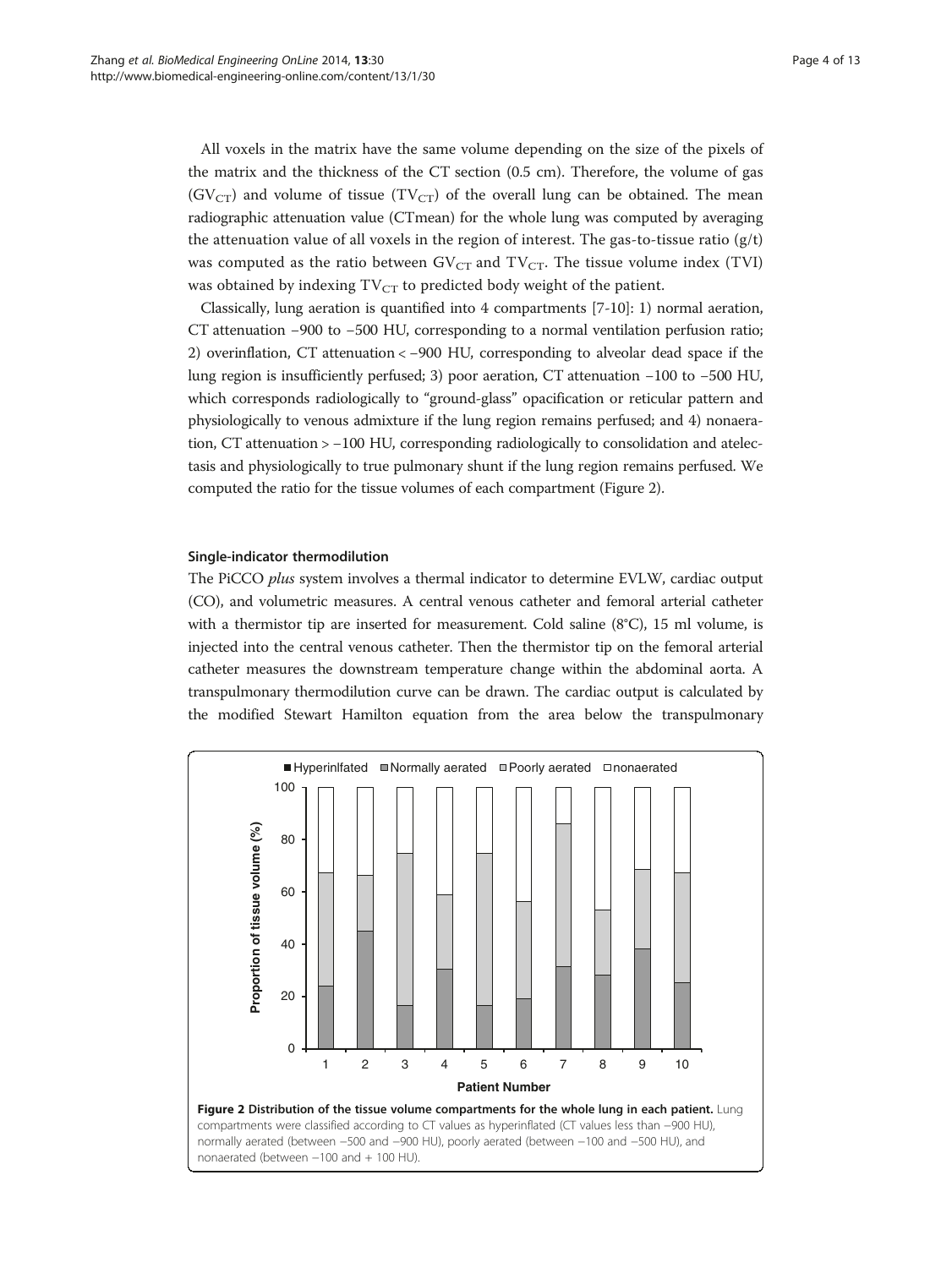All voxels in the matrix have the same volume depending on the size of the pixels of the matrix and the thickness of the CT section (0.5 cm). Therefore, the volume of gas ($GV_{CT}$) and volume of tissue ($TV_{CT}$) of the overall lung can be obtained. The mean radiographic attenuation value (CTmean) for the whole lung was computed by averaging the attenuation value of all voxels in the region of interest. The gas-to-tissue ratio (g/t) was computed as the ratio between $GV_{CT}$ and $TV_{CT}$. The tissue volume index (TVI) was obtained by indexing $TV_{CT}$ to predicted body weight of the patient.

Classically, lung aeration is quantified into 4 compartments [7-10]: 1) normal aeration, CT attenuation −900 to −500 HU, corresponding to a normal ventilation perfusion ratio; 2) overinflation, CT attenuation < −900 HU, corresponding to alveolar dead space if the lung region is insufficiently perfused; 3) poor aeration, CT attenuation −100 to −500 HU, which corresponds radiologically to "ground-glass" opacification or reticular pattern and physiologically to venous admixture if the lung region remains perfused; and 4) nonaeration, CT attenuation > −100 HU, corresponding radiologically to consolidation and atelectasis and physiologically to true pulmonary shunt if the lung region remains perfused. We computed the ratio for the tissue volumes of each compartment (Figure 2).

### Single-indicator thermodilution

The PiCCO *plus* system involves a thermal indicator to determine EVLW, cardiac output (CO), and volumetric measures. A central venous catheter and femoral arterial catheter with a thermistor tip are inserted for measurement. Cold saline (8°C), 15 ml volume, is injected into the central venous catheter. Then the thermistor tip on the femoral arterial catheter measures the downstream temperature change within the abdominal aorta. A transpulmonary thermodilution curve can be drawn. The cardiac output is calculated by the modified Stewart Hamilton equation from the area below the transpulmonary

**Figure 2 Distribution of the tissue volume compartments for the whole lung in each patient.** Lung compartments were classified according to CT values as hyperinflated (CT values less than −900 HU), normally aerated (between −500 and −900 HU), poorly aerated (between −100 and −500 HU), and nonaerated (between −100 and + 100 HU).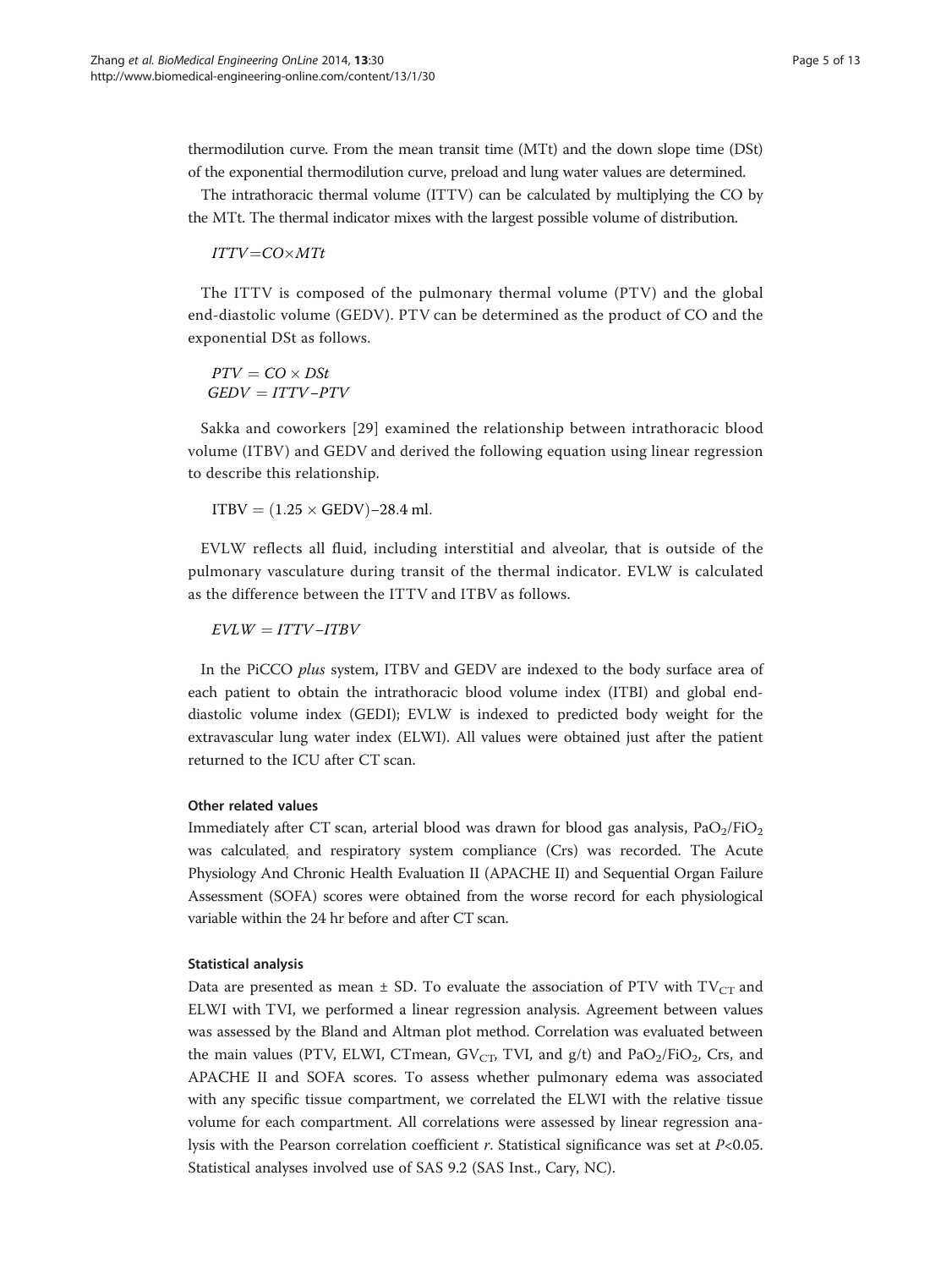thermodilution curve. From the mean transit time (MTt) and the down slope time (DSt) of the exponential thermodilution curve, preload and lung water values are determined.

The intrathoracic thermal volume (ITTV) can be calculated by multiplying the CO by the MTt. The thermal indicator mixes with the largest possible volume of distribution.

$$ITTV = CO \times MTt$$

The ITTV is composed of the pulmonary thermal volume (PTV) and the global end-diastolic volume (GEDV). PTV can be determined as the product of CO and the exponential DSt as follows.

$$PTV = CO \times DSt$$

$$GEDV = ITTV - PTV$$

Sakka and coworkers [29] examined the relationship between intrathoracic blood volume (ITBV) and GEDV and derived the following equation using linear regression to describe this relationship.

$$\text{ITBV} = (1.25 \times \text{GEDV}) - 28.4 \text{ ml.}$$

EVLW reflects all fluid, including interstitial and alveolar, that is outside of the pulmonary vasculature during transit of the thermal indicator. EVLW is calculated as the difference between the ITTV and ITBV as follows.

$$EVLW = ITTV - ITBV$$

In the PiCCO *plus* system, ITBV and GEDV are indexed to the body surface area of each patient to obtain the intrathoracic blood volume index (ITBI) and global end-diastolic volume index (GEDI); EVLW is indexed to predicted body weight for the extravascular lung water index (ELWI). All values were obtained just after the patient returned to the ICU after CT scan.

### Other related values

Immediately after CT scan, arterial blood was drawn for blood gas analysis, $PaO_2/FiO_2$ was calculated; and respiratory system compliance (Crs) was recorded. The Acute Physiology And Chronic Health Evaluation II (APACHE II) and Sequential Organ Failure Assessment (SOFA) scores were obtained from the worse record for each physiological variable within the 24 hr before and after CT scan.

### Statistical analysis

Data are presented as mean ± SD. To evaluate the association of PTV with $TV_{CT}$ and ELWI with TVI, we performed a linear regression analysis. Agreement between values was assessed by the Bland and Altman plot method. Correlation was evaluated between the main values (PTV, ELWI, CTmean, $GV_{CT}$, TVI, and g/t) and $PaO_2/FiO_2$, Crs, and APACHE II and SOFA scores. To assess whether pulmonary edema was associated with any specific tissue compartment, we correlated the ELWI with the relative tissue volume for each compartment. All correlations were assessed by linear regression analysis with the Pearson correlation coefficient $r$. Statistical significance was set at $P<0.05$. Statistical analyses involved use of SAS 9.2 (SAS Inst., Cary, NC).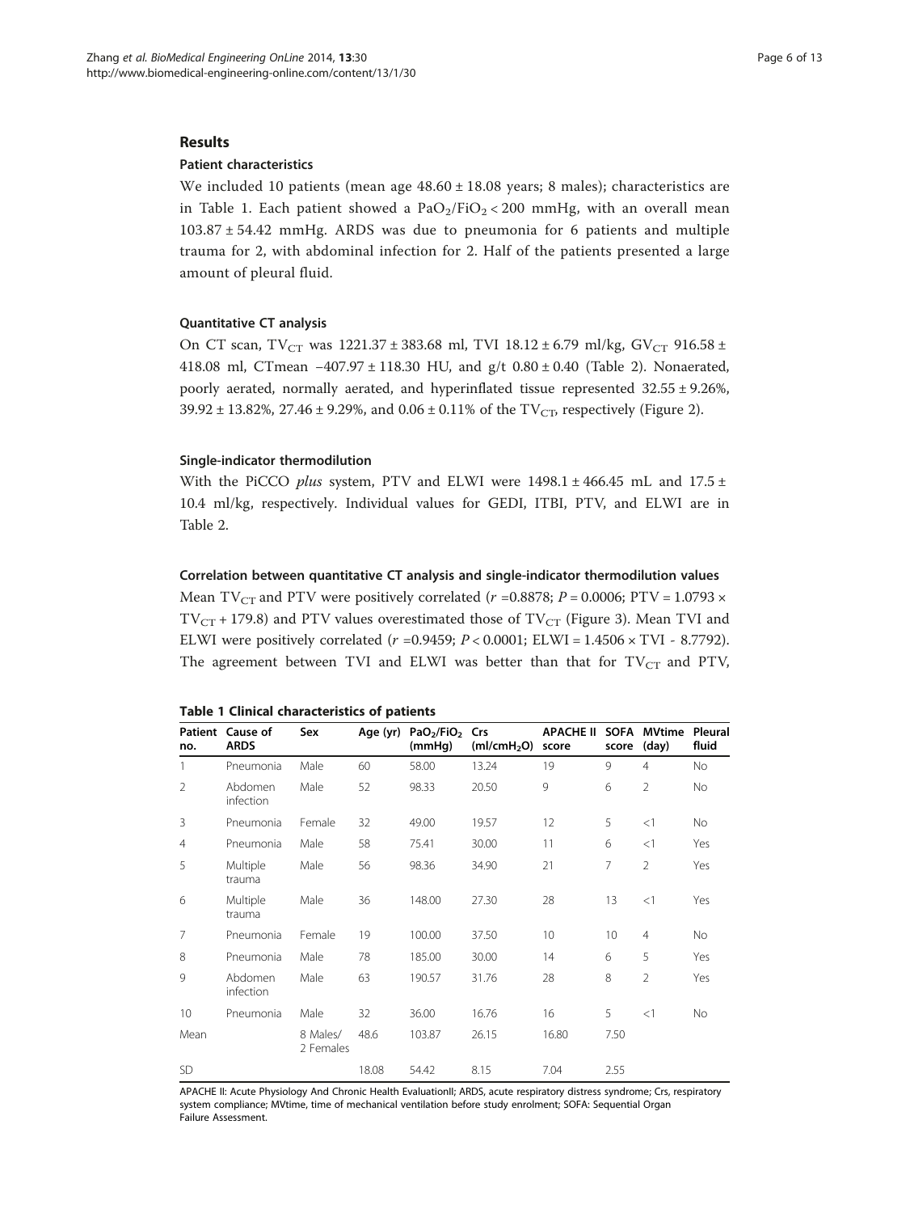## Results

### Patient characteristics

We included 10 patients (mean age 48.60 ± 18.08 years; 8 males); characteristics are in Table 1. Each patient showed a $PaO_2/FiO_2 < 200$ mmHg, with an overall mean 103.87 ± 54.42 mmHg. ARDS was due to pneumonia for 6 patients and multiple trauma for 2, with abdominal infection for 2. Half of the patients presented a large amount of pleural fluid.

### Quantitative CT analysis

On CT scan, $TV_{CT}$ was 1221.37 ± 383.68 ml, TVI 18.12 ± 6.79 ml/kg, $GV_{CT}$ 916.58 ± 418.08 ml, CTmean −407.97 ± 118.30 HU, and g/t 0.80 ± 0.40 (Table 2). Nonaerated, poorly aerated, normally aerated, and hyperinflated tissue represented 32.55 ± 9.26%, 39.92 ± 13.82%, 27.46 ± 9.29%, and 0.06 ± 0.11% of the $TV_{CT}$, respectively (Figure 2).

### Single-indicator thermodilution

With the PiCCO *plus* system, PTV and ELWI were 1498.1 ± 466.45 mL and 17.5 ± 10.4 ml/kg, respectively. Individual values for GEDI, ITBI, PTV, and ELWI are in Table 2.

### Correlation between quantitative CT analysis and single-indicator thermodilution values

Mean $TV_{CT}$ and PTV were positively correlated ($r$ =0.8878; $P$ = 0.0006; PTV = 1.0793 × $TV_{CT}$ + 179.8) and PTV values overestimated those of $TV_{CT}$ (Figure 3). Mean TVI and ELWI were positively correlated ($r$ =0.9459; $P$ < 0.0001; ELWI = 1.4506 × TVI - 8.7792). The agreement between TVI and ELWI was better than that for $TV_{CT}$ and PTV,

**Table 1 Clinical characteristics of patients**

| Patient no. | Cause of ARDS | Sex | Age (yr) | $PaO_2/FiO_2$ (mmHg) | Crs ($ml/cmH_2O$) | APACHE II score | SOFA score | MVtime (day) | Pleural fluid |
|---|---|---|---|---|---|---|---|---|---|
| 1 | Pneumonia | Male | 60 | 58.00 | 13.24 | 19 | 9 | 4 | No |
| 2 | Abdomen infection | Male | 52 | 98.33 | 20.50 | 9 | 6 | 2 | No |
| 3 | Pneumonia | Female | 32 | 49.00 | 19.57 | 12 | 5 | <1 | No |
| 4 | Pneumonia | Male | 58 | 75.41 | 30.00 | 11 | 6 | <1 | Yes |
| 5 | Multiple trauma | Male | 56 | 98.36 | 34.90 | 21 | 7 | 2 | Yes |
| 6 | Multiple trauma | Male | 36 | 148.00 | 27.30 | 28 | 13 | <1 | Yes |
| 7 | Pneumonia | Female | 19 | 100.00 | 37.50 | 10 | 10 | 4 | No |
| 8 | Pneumonia | Male | 78 | 185.00 | 30.00 | 14 | 6 | 5 | Yes |
| 9 | Abdomen infection | Male | 63 | 190.57 | 31.76 | 28 | 8 | 2 | Yes |
| 10 | Pneumonia | Male | 32 | 36.00 | 16.76 | 16 | 5 | <1 | No |
| Mean | | 8 Males/ 2 Females | 48.6 | 103.87 | 26.15 | 16.80 | 7.50 | | |
| SD | | | 18.08 | 54.42 | 8.15 | 7.04 | 2.55 | | |

APACHE II: Acute Physiology And Chronic Health EvaluationII; ARDS, acute respiratory distress syndrome; Crs, respiratory system compliance; MVtime, time of mechanical ventilation before study enrolment; SOFA: Sequential Organ Failure Assessment.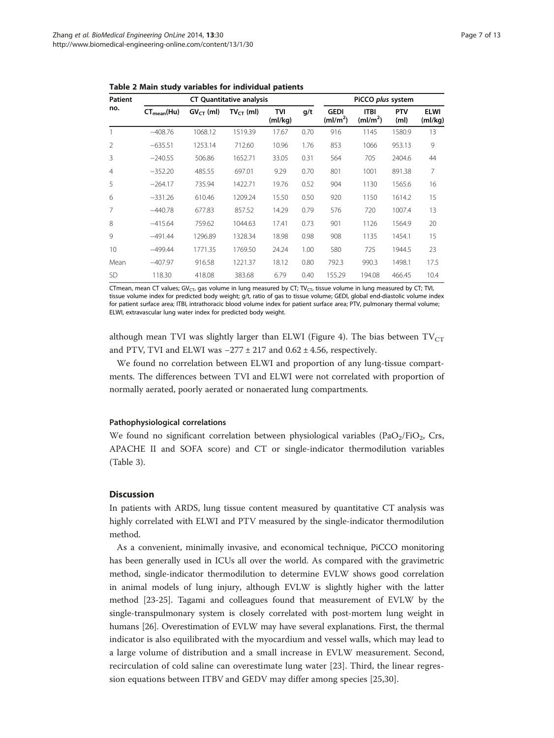**Table 2 Main study variables for individual patients**

| Patient no. | CT Quantitative analysis | | | | | PiCCO *plus* system | | | |
|---|---|---|---|---|---|---|---|---|---|
| | $CT_{mean}$(Hu) | $GV_{CT}$ (ml) | $TV_{CT}$ (ml) | TVI (ml/kg) | g/t | GEDI (ml/m$^2$) | ITBI (ml/m$^2$) | PTV (ml) | ELWI (ml/kg) |
| 1 | −408.76 | 1068.12 | 1519.39 | 17.67 | 0.70 | 916 | 1145 | 1580.9 | 13 |
| 2 | −635.51 | 1253.14 | 712.60 | 10.96 | 1.76 | 853 | 1066 | 953.13 | 9 |
| 3 | −240.55 | 506.86 | 1652.71 | 33.05 | 0.31 | 564 | 705 | 2404.6 | 44 |
| 4 | −352.20 | 485.55 | 697.01 | 9.29 | 0.70 | 801 | 1001 | 891.38 | 7 |
| 5 | −264.17 | 735.94 | 1422.71 | 19.76 | 0.52 | 904 | 1130 | 1565.6 | 16 |
| 6 | −331.26 | 610.46 | 1209.24 | 15.50 | 0.50 | 920 | 1150 | 1614.2 | 15 |
| 7 | −440.78 | 677.83 | 857.52 | 14.29 | 0.79 | 576 | 720 | 1007.4 | 13 |
| 8 | −415.64 | 759.62 | 1044.63 | 17.41 | 0.73 | 901 | 1126 | 1564.9 | 20 |
| 9 | −491.44 | 1296.89 | 1328.34 | 18.98 | 0.98 | 908 | 1135 | 1454.1 | 15 |
| 10 | −499.44 | 1771.35 | 1769.50 | 24.24 | 1.00 | 580 | 725 | 1944.5 | 23 |
| Mean | −407.97 | 916.58 | 1221.37 | 18.12 | 0.80 | 792.3 | 990.3 | 1498.1 | 17.5 |
| SD | 118.30 | 418.08 | 383.68 | 6.79 | 0.40 | 155.29 | 194.08 | 466.45 | 10.4 |

CTmean, mean CT values; $GV_{CT}$, gas volume in lung measured by CT; $TV_{CT}$, tissue volume in lung measured by CT; TVI, tissue volume index for predicted body weight; g/t, ratio of gas to tissue volume; GEDI, global end-diastolic volume index for patient surface area; ITBI, intrathoracic blood volume index for patient surface area; PTV, pulmonary thermal volume; ELWI, extravascular lung water index for predicted body weight.

although mean TVI was slightly larger than ELWI (Figure 4). The bias between $TV_{CT}$ and PTV, TVI and ELWI was −277 ± 217 and 0.62 ± 4.56, respectively.

We found no correlation between ELWI and proportion of any lung-tissue compartments. The differences between TVI and ELWI were not correlated with proportion of normally aerated, poorly aerated or nonaerated lung compartments.

### Pathophysiological correlations

We found no significant correlation between physiological variables ($PaO_2/FiO_2$, Crs, APACHE II and SOFA score) and CT or single-indicator thermodilution variables (Table 3).

## Discussion

In patients with ARDS, lung tissue content measured by quantitative CT analysis was highly correlated with ELWI and PTV measured by the single-indicator thermodilution method.

As a convenient, minimally invasive, and economical technique, PiCCO monitoring has been generally used in ICUs all over the world. As compared with the gravimetric method, single-indicator thermodilution to determine EVLW shows good correlation in animal models of lung injury, although EVLW is slightly higher with the latter method [23-25]. Tagami and colleagues found that measurement of EVLW by the single-transpulmonary system is closely correlated with post-mortem lung weight in humans [26]. Overestimation of EVLW may have several explanations. First, the thermal indicator is also equilibrated with the myocardium and vessel walls, which may lead to a large volume of distribution and a small increase in EVLW measurement. Second, recirculation of cold saline can overestimate lung water [23]. Third, the linear regression equations between ITBV and GEDV may differ among species [25,30].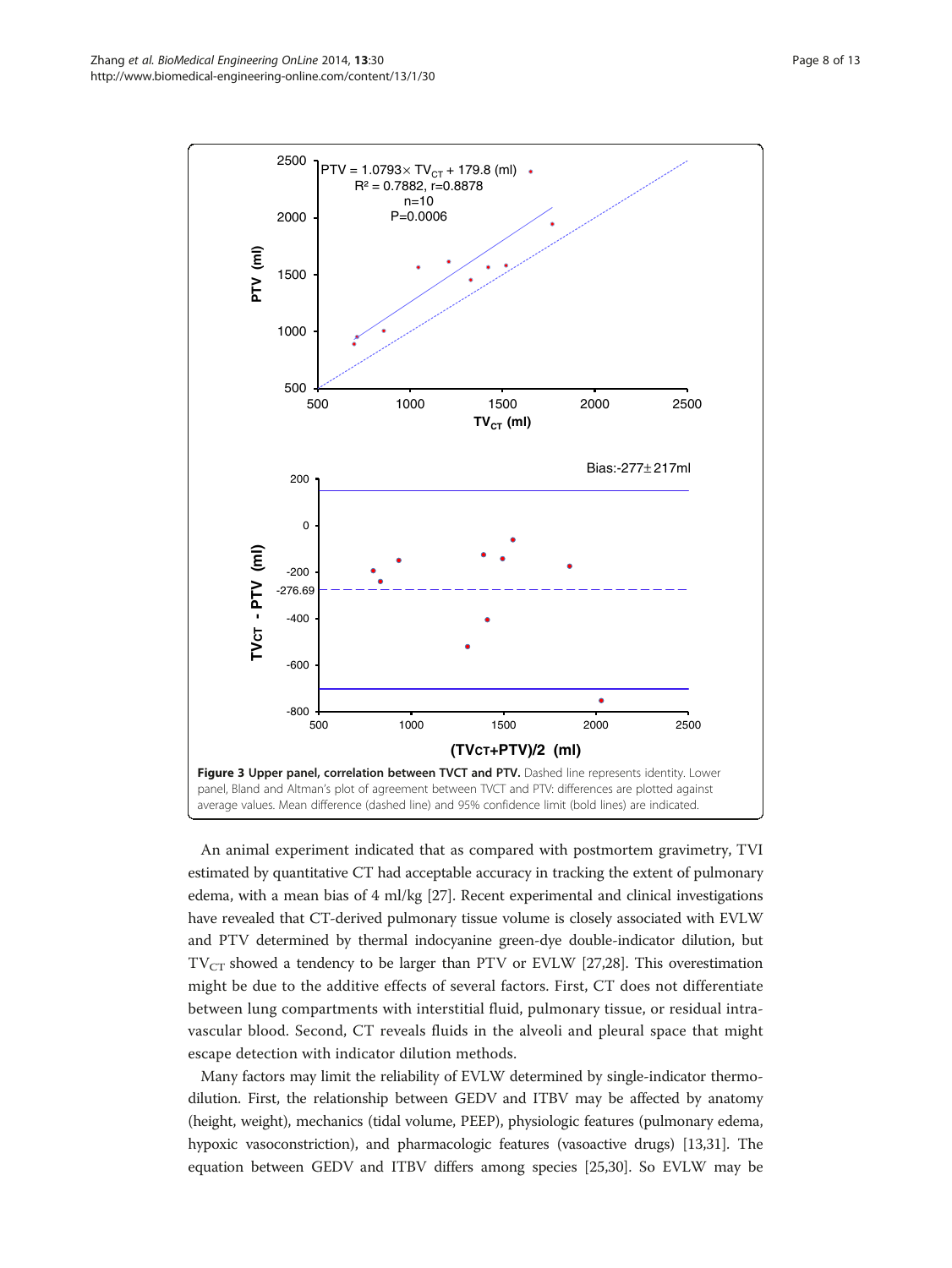**Figure 3 Upper panel, correlation between TVCT and PTV.** Dashed line represents identity. Lower panel, Bland and Altman's plot of agreement between TVCT and PTV: differences are plotted against average values. Mean difference (dashed line) and 95% confidence limit (bold lines) are indicated.

An animal experiment indicated that as compared with postmortem gravimetry, TVI estimated by quantitative CT had acceptable accuracy in tracking the extent of pulmonary edema, with a mean bias of 4 ml/kg [27]. Recent experimental and clinical investigations have revealed that CT-derived pulmonary tissue volume is closely associated with EVLW and PTV determined by thermal indocyanine green-dye double-indicator dilution, but $TV_{CT}$ showed a tendency to be larger than PTV or EVLW [27,28]. This overestimation might be due to the additive effects of several factors. First, CT does not differentiate between lung compartments with interstitial fluid, pulmonary tissue, or residual intravascular blood. Second, CT reveals fluids in the alveoli and pleural space that might escape detection with indicator dilution methods.

Many factors may limit the reliability of EVLW determined by single-indicator thermodilution. First, the relationship between GEDV and ITBV may be affected by anatomy (height, weight), mechanics (tidal volume, PEEP), physiologic features (pulmonary edema, hypoxic vasoconstriction), and pharmacologic features (vasoactive drugs) [13,31]. The equation between GEDV and ITBV differs among species [25,30]. So EVLW may be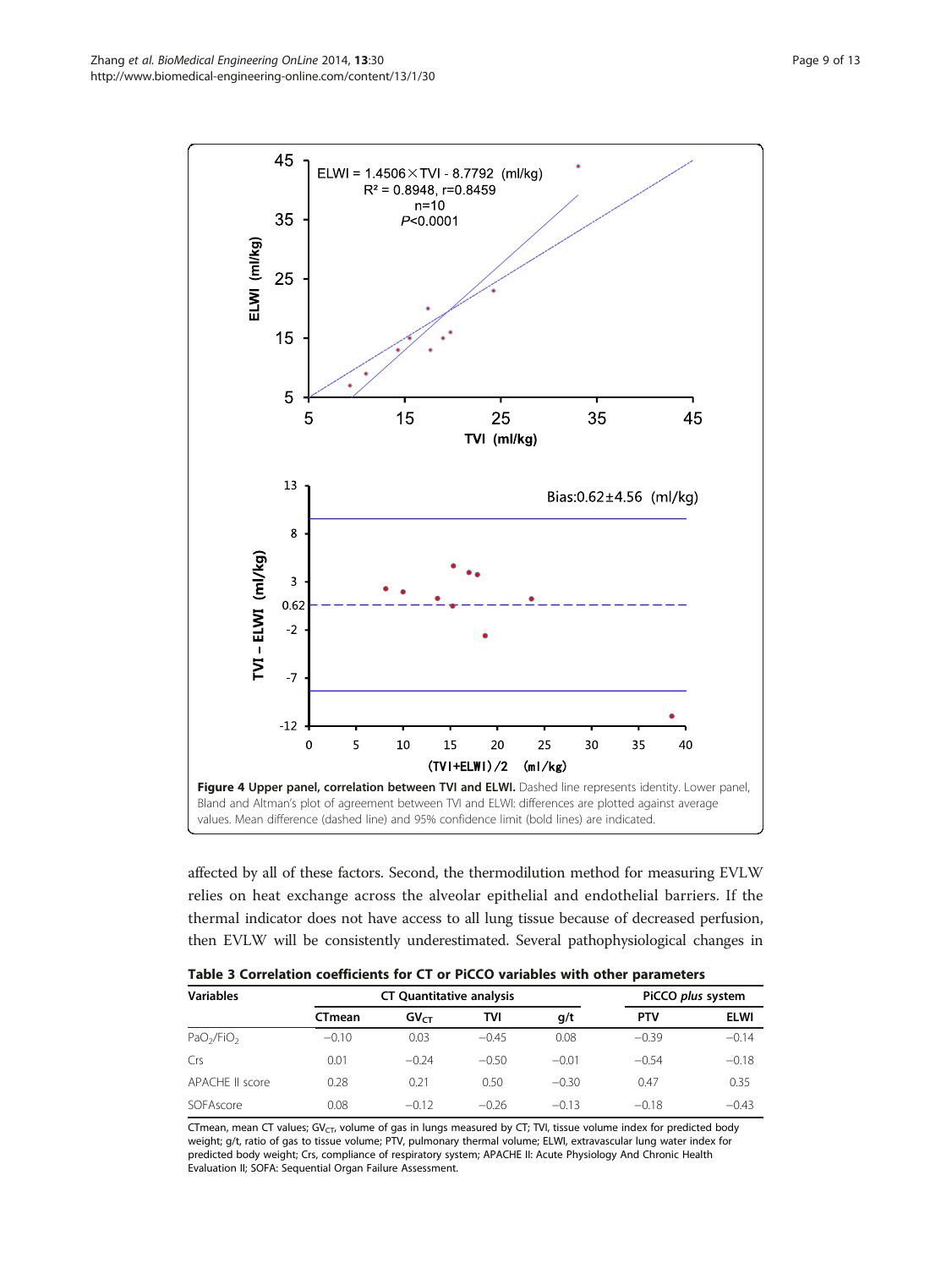**Figure 4 Upper panel, correlation between TVI and ELWI.** Dashed line represents identity. Lower panel, Bland and Altman's plot of agreement between TVI and ELWI: differences are plotted against average values. Mean difference (dashed line) and 95% confidence limit (bold lines) are indicated.

affected by all of these factors. Second, the thermodilution method for measuring EVLW relies on heat exchange across the alveolar epithelial and endothelial barriers. If the thermal indicator does not have access to all lung tissue because of decreased perfusion, then EVLW will be consistently underestimated. Several pathophysiological changes in

**Table 3 Correlation coefficients for CT or PiCCO variables with other parameters**

| Variables | CT Quantitative analysis | | | | PiCCO *plus* system | |
|---|---|---|---|---|---|---|
| | CTmean | $GV_{CT}$ | TVI | g/t | PTV | ELWI |
| $PaO_2/FiO_2$ | −0.10 | 0.03 | −0.45 | 0.08 | −0.39 | −0.14 |
| Crs | 0.01 | −0.24 | −0.50 | −0.01 | −0.54 | −0.18 |
| APACHE II score | 0.28 | 0.21 | 0.50 | −0.30 | 0.47 | 0.35 |
| SOFAscore | 0.08 | −0.12 | −0.26 | −0.13 | −0.18 | −0.43 |

CTmean, mean CT values; $GV_{CT}$, volume of gas in lungs measured by CT; TVI, tissue volume index for predicted body weight; g/t, ratio of gas to tissue volume; PTV, pulmonary thermal volume; ELWI, extravascular lung water index for predicted body weight; Crs, compliance of respiratory system; APACHE II: Acute Physiology And Chronic Health Evaluation II; SOFA: Sequential Organ Failure Assessment.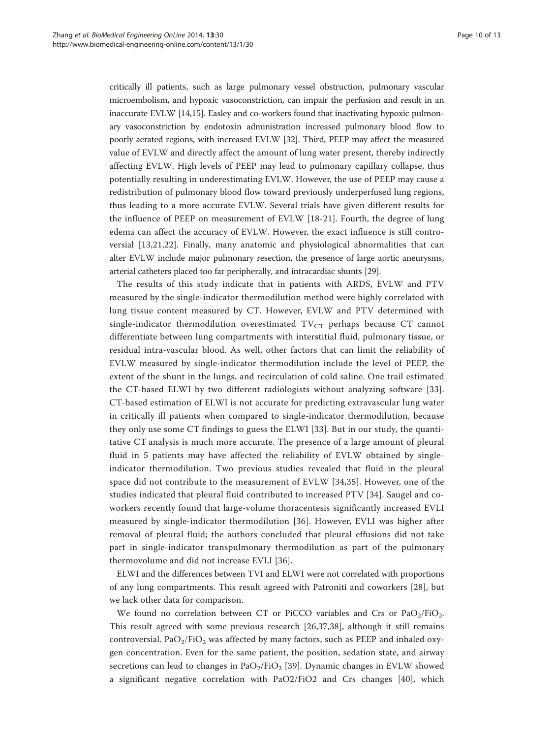critically ill patients, such as large pulmonary vessel obstruction, pulmonary vascular microembolism, and hypoxic vasoconstriction, can impair the perfusion and result in an inaccurate EVLW [14,15]. Easley and co-workers found that inactivating hypoxic pulmonary vasoconstriction by endotoxin administration increased pulmonary blood flow to poorly aerated regions, with increased EVLW [32]. Third, PEEP may affect the measured value of EVLW and directly affect the amount of lung water present, thereby indirectly affecting EVLW. High levels of PEEP may lead to pulmonary capillary collapse, thus potentially resulting in underestimating EVLW. However, the use of PEEP may cause a redistribution of pulmonary blood flow toward previously underperfused lung regions, thus leading to a more accurate EVLW. Several trials have given different results for the influence of PEEP on measurement of EVLW [18-21]. Fourth, the degree of lung edema can affect the accuracy of EVLW. However, the exact influence is still controversial [13,21,22]. Finally, many anatomic and physiological abnormalities that can alter EVLW include major pulmonary resection, the presence of large aortic aneurysms, arterial catheters placed too far peripherally, and intracardiac shunts [29].

The results of this study indicate that in patients with ARDS, EVLW and PTV measured by the single-indicator thermodilution method were highly correlated with lung tissue content measured by CT. However, EVLW and PTV determined with single-indicator thermodilution overestimated $TV_{CT}$ perhaps because CT cannot differentiate between lung compartments with interstitial fluid, pulmonary tissue, or residual intra-vascular blood. As well, other factors that can limit the reliability of EVLW measured by single-indicator thermodilution include the level of PEEP, the extent of the shunt in the lungs, and recirculation of cold saline. One trail estimated the CT-based ELWI by two different radiologists without analyzing software [33]. CT-based estimation of ELWI is not accurate for predicting extravascular lung water in critically ill patients when compared to single-indicator thermodilution, because they only use some CT findings to guess the ELWI [33]. But in our study, the quantitative CT analysis is much more accurate. The presence of a large amount of pleural fluid in 5 patients may have affected the reliability of EVLW obtained by single-indicator thermodilution. Two previous studies revealed that fluid in the pleural space did not contribute to the measurement of EVLW [34,35]. However, one of the studies indicated that pleural fluid contributed to increased PTV [34]. Saugel and co-workers recently found that large-volume thoracentesis significantly increased EVLI measured by single-indicator thermodilution [36]. However, EVLI was higher after removal of pleural fluid; the authors concluded that pleural effusions did not take part in single-indicator transpulmonary thermodilution as part of the pulmonary thermovolume and did not increase EVLI [36].

ELWI and the differences between TVI and ELWI were not correlated with proportions of any lung compartments. This result agreed with Patroniti and coworkers [28], but we lack other data for comparison.

We found no correlation between CT or PiCCO variables and Crs or $PaO_2/FiO_2$. This result agreed with some previous research [26,37,38], although it still remains controversial. $PaO_2/FiO_2$ was affected by many factors, such as PEEP and inhaled oxygen concentration. Even for the same patient, the position, sedation state, and airway secretions can lead to changes in $PaO_2/FiO_2$ [39]. Dynamic changes in EVLW showed a significant negative correlation with PaO2/FiO2 and Crs changes [40], which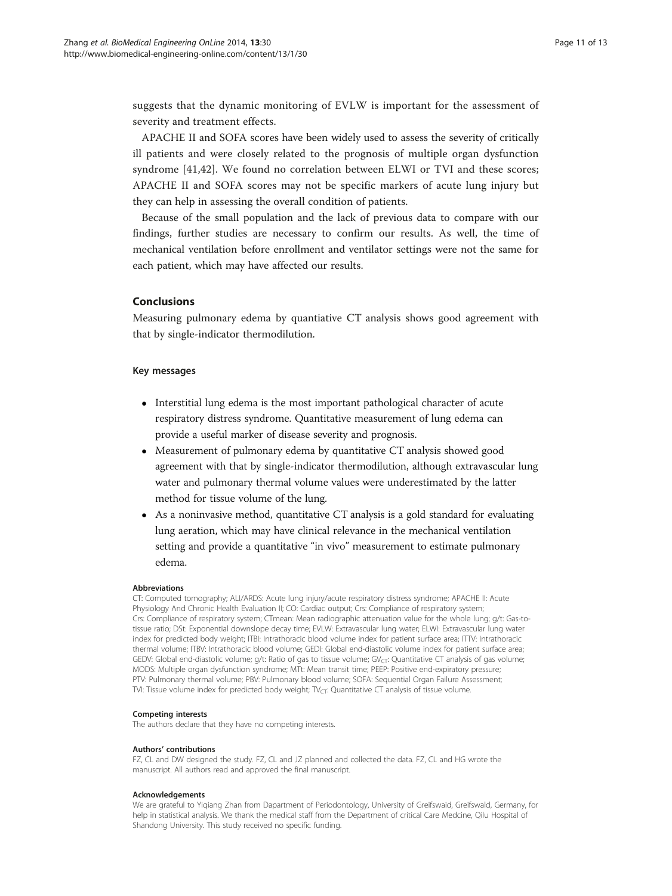suggests that the dynamic monitoring of EVLW is important for the assessment of severity and treatment effects.

APACHE II and SOFA scores have been widely used to assess the severity of critically ill patients and were closely related to the prognosis of multiple organ dysfunction syndrome [41,42]. We found no correlation between ELWI or TVI and these scores; APACHE II and SOFA scores may not be specific markers of acute lung injury but they can help in assessing the overall condition of patients.

Because of the small population and the lack of previous data to compare with our findings, further studies are necessary to confirm our results. As well, the time of mechanical ventilation before enrollment and ventilator settings were not the same for each patient, which may have affected our results.

## Conclusions

Measuring pulmonary edema by quantiative CT analysis shows good agreement with that by single-indicator thermodilution.

### Key messages

- Interstitial lung edema is the most important pathological character of acute respiratory distress syndrome. Quantitative measurement of lung edema can provide a useful marker of disease severity and prognosis.
- Measurement of pulmonary edema by quantitative CT analysis showed good agreement with that by single-indicator thermodilution, although extravascular lung water and pulmonary thermal volume values were underestimated by the latter method for tissue volume of the lung.
- As a noninvasive method, quantitative CT analysis is a gold standard for evaluating lung aeration, which may have clinical relevance in the mechanical ventilation setting and provide a quantitative "in vivo" measurement to estimate pulmonary edema.

#### Abbreviations

CT: Computed tomography; ALI/ARDS: Acute lung injury/acute respiratory distress syndrome; APACHE II: Acute Physiology And Chronic Health Evaluation II; CO: Cardiac output; Crs: Compliance of respiratory system; Crs: Compliance of respiratory system; CTmean: Mean radiographic attenuation value for the whole lung; g/t: Gas-to-tissue ratio; DSt: Exponential downslope decay time; EVLW: Extravascular lung water; ELWI: Extravascular lung water index for predicted body weight; ITBI: Intrathoracic blood volume index for patient surface area; ITTV: Intrathoracic thermal volume; ITBV: Intrathoracic blood volume; GEDI: Global end-diastolic volume index for patient surface area; GEDV: Global end-diastolic volume; g/t: Ratio of gas to tissue volume; $GV_{CT}$: Quantitative CT analysis of gas volume; MODS: Multiple organ dysfunction syndrome; MTt: Mean transit time; PEEP: Positive end-expiratory pressure; PTV: Pulmonary thermal volume; PBV: Pulmonary blood volume; SOFA: Sequential Organ Failure Assessment; TVI: Tissue volume index for predicted body weight; $TV_{CT}$: Quantitative CT analysis of tissue volume.

#### Competing interests

The authors declare that they have no competing interests.

#### Authors' contributions

FZ, CL and DW designed the study. FZ, CL and JZ planned and collected the data. FZ, CL and HG wrote the manuscript. All authors read and approved the final manuscript.

#### Acknowledgements

We are grateful to Yiqiang Zhan from Dapartment of Periodontology, University of Greifswaid, Greifswald, Germany, for help in statistical analysis. We thank the medical staff from the Department of critical Care Medcine, Qilu Hospital of Shandong University. This study received no specific funding.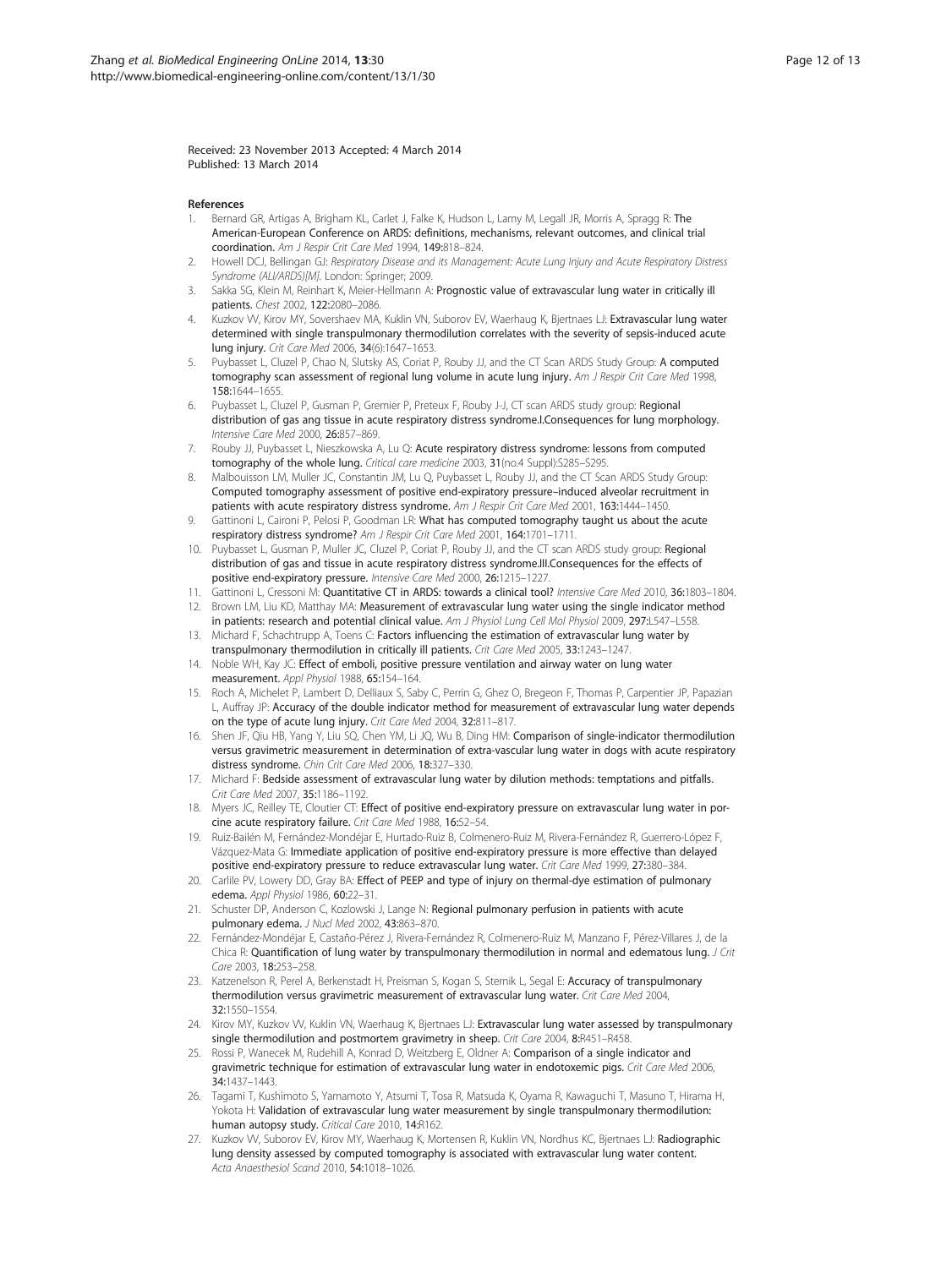Received: 23 November 2013 Accepted: 4 March 2014
Published: 13 March 2014

## References

1. Bernard GR, Artigas A, Brigham KL, Carlet J, Falke K, Hudson L, Lamy M, Legall JR, Morris A, Spragg R: **The American-European Conference on ARDS: definitions, mechanisms, relevant outcomes, and clinical trial coordination.** *Am J Respir Crit Care Med* 1994, **149:**818–824.
2. Howell DCJ, Bellingan GJ: *Respiratory Disease and its Management: Acute Lung Injury and Acute Respiratory Distress Syndrome (ALI/ARDS)[M].* London: Springer; 2009.
3. Sakka SG, Klein M, Reinhart K, Meier-Hellmann A: **Prognostic value of extravascular lung water in critically ill patients.** *Chest* 2002, **122:**2080–2086.
4. Kuzkov VV, Kirov MY, Sovershaev MA, Kuklin VN, Suborov EV, Waerhaug K, Bjertnaes LJ: **Extravascular lung water determined with single transpulmonary thermodilution correlates with the severity of sepsis-induced acute lung injury.** *Crit Care Med* 2006, **34**(6):1647–1653.
5. Puybasset L, Cluzel P, Chao N, Slutsky AS, Coriat P, Rouby JJ, and the CT Scan ARDS Study Group: **A computed tomography scan assessment of regional lung volume in acute lung injury.** *Am J Respir Crit Care Med* 1998, **158:**1644–1655.
6. Puybasset L, Cluzel P, Gusman P, Gremier P, Preteux F, Rouby J-J, CT scan ARDS study group: **Regional distribution of gas ang tissue in acute respiratory distress syndrome.I.Consequences for lung morphology.** *Intensive Care Med* 2000, **26:**857–869.
7. Rouby JJ, Puybasset L, Nieszkowska A, Lu Q: **Acute respiratory distress syndrome: lessons from computed tomography of the whole lung.** *Critical care medicine* 2003, **31**(no.4 Suppl):S285–S295.
8. Malbouisson LM, Muller JC, Constantin JM, Lu Q, Puybasset L, Rouby JJ, and the CT Scan ARDS Study Group: **Computed tomography assessment of positive end-expiratory pressure–induced alveolar recruitment in patients with acute respiratory distress syndrome.** *Am J Respir Crit Care Med* 2001, **163:**1444–1450.
9. Gattinoni L, Caironi P, Pelosi P, Goodman LR: **What has computed tomography taught us about the acute respiratory distress syndrome?** *Am J Respir Crit Care Med* 2001, **164:**1701–1711.
10. Puybasset L, Gusman P, Muller JC, Cluzel P, Coriat P, Rouby JJ, and the CT scan ARDS study group: **Regional distribution of gas and tissue in acute respiratory distress syndrome.III.Consequences for the effects of positive end-expiratory pressure.** *Intensive Care Med* 2000, **26:**1215–1227.
11. Gattinoni L, Cressoni M: **Quantitative CT in ARDS: towards a clinical tool?** *Intensive Care Med* 2010, **36:**1803–1804.
12. Brown LM, Liu KD, Matthay MA: **Measurement of extravascular lung water using the single indicator method in patients: research and potential clinical value.** *Am J Physiol Lung Cell Mol Physiol* 2009, **297:**L547–L558.
13. Michard F, Schachtrupp A, Toens C: **Factors influencing the estimation of extravascular lung water by transpulmonary thermodilution in critically ill patients.** *Crit Care Med* 2005, **33:**1243–1247.
14. Noble WH, Kay JC: **Effect of emboli, positive pressure ventilation and airway water on lung water measurement.** *Appl Physiol* 1988, **65:**154–164.
15. Roch A, Michelet P, Lambert D, Delliaux S, Saby C, Perrin G, Ghez O, Bregeon F, Thomas P, Carpentier JP, Papazian L, Auffray JP: **Accuracy of the double indicator method for measurement of extravascular lung water depends on the type of acute lung injury.** *Crit Care Med* 2004, **32:**811–817.
16. Shen JF, Qiu HB, Yang Y, Liu SQ, Chen YM, Li JQ, Wu B, Ding HM: **Comparison of single-indicator thermodilution versus gravimetric measurement in determination of extra-vascular lung water in dogs with acute respiratory distress syndrome.** *Chin Crit Care Med* 2006, **18:**327–330.
17. Michard F: **Bedside assessment of extravascular lung water by dilution methods: temptations and pitfalls.** *Crit Care Med* 2007, **35:**1186–1192.
18. Myers JC, Reilley TE, Cloutier CT: **Effect of positive end-expiratory pressure on extravascular lung water in porcine acute respiratory failure.** *Crit Care Med* 1988, **16:**52–54.
19. Ruiz-Bailén M, Fernández-Mondéjar E, Hurtado-Ruiz B, Colmenero-Ruiz M, Rivera-Fernández R, Guerrero-López F, Vázquez-Mata G: **Immediate application of positive end-expiratory pressure is more effective than delayed positive end-expiratory pressure to reduce extravascular lung water.** *Crit Care Med* 1999, **27:**380–384.
20. Carlile PV, Lowery DD, Gray BA: **Effect of PEEP and type of injury on thermal-dye estimation of pulmonary edema.** *Appl Physiol* 1986, **60:**22–31.
21. Schuster DP, Anderson C, Kozlowski J, Lange N: **Regional pulmonary perfusion in patients with acute pulmonary edema.** *J Nucl Med* 2002, **43:**863–870.
22. Fernández-Mondéjar E, Castaño-Pérez J, Rivera-Fernández R, Colmenero-Ruiz M, Manzano F, Pérez-Villares J, de la Chica R: **Quantification of lung water by transpulmonary thermodilution in normal and edematous lung.** *J Crit Care* 2003, **18:**253–258.
23. Katzenelson R, Perel A, Berkenstadt H, Preisman S, Kogan S, Sternik L, Segal E: **Accuracy of transpulmonary thermodilution versus gravimetric measurement of extravascular lung water.** *Crit Care Med* 2004, **32:**1550–1554.
24. Kirov MY, Kuzkov VV, Kuklin VN, Waerhaug K, Bjertnaes LJ: **Extravascular lung water assessed by transpulmonary single thermodilution and postmortem gravimetry in sheep.** *Crit Care* 2004, **8:**R451–R458.
25. Rossi P, Wanecek M, Rudehill A, Konrad D, Weitzberg E, Oldner A: **Comparison of a single indicator and gravimetric technique for estimation of extravascular lung water in endotoxemic pigs.** *Crit Care Med* 2006, **34:**1437–1443.
26. Tagami T, Kushimoto S, Yamamoto Y, Atsumi T, Tosa R, Matsuda K, Oyama R, Kawaguchi T, Masuno T, Hirama H, Yokota H: **Validation of extravascular lung water measurement by single transpulmonary thermodilution: human autopsy study.** *Critical Care* 2010, **14:**R162.
27. Kuzkov VV, Suborov EV, Kirov MY, Waerhaug K, Mortensen R, Kuklin VN, Nordhus KC, Bjertnaes LJ: **Radiographic lung density assessed by computed tomography is associated with extravascular lung water content.** *Acta Anaesthesiol Scand* 2010, **54:**1018–1026.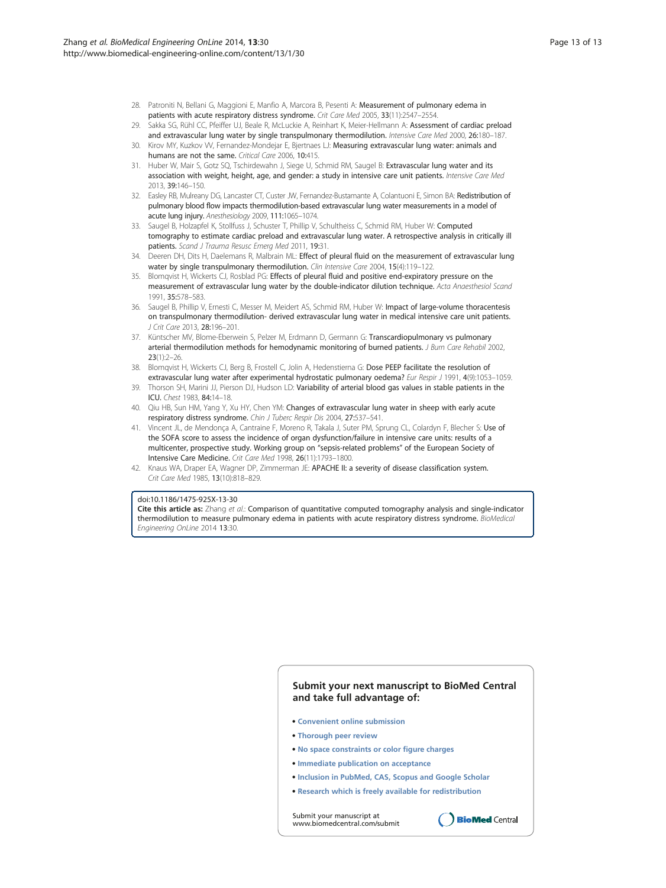28. Patroniti N, Bellani G, Maggioni E, Manfio A, Marcora B, Pesenti A: **Measurement of pulmonary edema in patients with acute respiratory distress syndrome.** *Crit Care Med* 2005, **33**(11):2547–2554.
29. Sakka SG, Rühl CC, Pfeiffer UJ, Beale R, McLuckie A, Reinhart K, Meier-Hellmann A: **Assessment of cardiac preload and extravascular lung water by single transpulmonary thermodilution.** *Intensive Care Med* 2000, **26**:180–187.
30. Kirov MY, Kuzkov VV, Fernandez-Mondejar E, Bjertnaes LJ: **Measuring extravascular lung water: animals and humans are not the same.** *Critical Care* 2006, **10**:415.
31. Huber W, Mair S, Gotz SQ, Tschirdewahn J, Siege U, Schmid RM, Saugel B: **Extravascular lung water and its association with weight, height, age, and gender: a study in intensive care unit patients.** *Intensive Care Med* 2013, **39**:146–150.
32. Easley RB, Mulreany DG, Lancaster CT, Custer JW, Fernandez-Bustamante A, Colantuoni E, Simon BA: **Redistribution of pulmonary blood flow impacts thermodilution-based extravascular lung water measurements in a model of acute lung injury.** *Anesthesiology* 2009, **111**:1065–1074.
33. Saugel B, Holzapfel K, Stollfuss J, Schuster T, Phillip V, Schultheiss C, Schmid RM, Huber W: **Computed tomography to estimate cardiac preload and extravascular lung water. A retrospective analysis in critically ill patients.** *Scand J Trauma Resusc Emerg Med* 2011, **19**:31.
34. Deeren DH, Dits H, Daelemans R, Malbrain ML: **Effect of pleural fluid on the measurement of extravascular lung water by single transpulmonary thermodilution.** *Clin Intensive Care* 2004, **15**(4):119–122.
35. Blomqvist H, Wickerts CJ, Rosblad PG: **Effects of pleural fluid and positive end-expiratory pressure on the measurement of extravascular lung water by the double-indicator dilution technique.** *Acta Anaesthesiol Scand* 1991, **35**:578–583.
36. Saugel B, Phillip V, Ernesti C, Messer M, Meidert AS, Schmid RM, Huber W: **Impact of large-volume thoracentesis on transpulmonary thermodilution- derived extravascular lung water in medical intensive care unit patients.** *J Crit Care* 2013, **28**:196–201.
37. Küntscher MV, Blome-Eberwein S, Pelzer M, Erdmann D, Germann G: **Transcardiopulmonary vs pulmonary arterial thermodilution methods for hemodynamic monitoring of burned patients.** *J Burn Care Rehabil* 2002, **23**(1):2–26.
38. Blomqvist H, Wickerts CJ, Berg B, Frostell C, Jolin A, Hedenstierna G: **Dose PEEP facilitate the resolution of extravascular lung water after experimental hydrostatic pulmonary oedema?** *Eur Respir J* 1991, **4**(9):1053–1059.
39. Thorson SH, Marini JJ, Pierson DJ, Hudson LD: **Variability of arterial blood gas values in stable patients in the ICU.** *Chest* 1983, **84**:14–18.
40. Qiu HB, Sun HM, Yang Y, Xu HY, Chen YM: **Changes of extravascular lung water in sheep with early acute respiratory distress syndrome.** *Chin J Tuberc Respir Dis* 2004, **27**:537–541.
41. Vincent JL, de Mendonça A, Cantraine F, Moreno R, Takala J, Suter PM, Sprung CL, Colardyn F, Blecher S: **Use of the SOFA score to assess the incidence of organ dysfunction/failure in intensive care units: results of a multicenter, prospective study. Working group on "sepsis-related problems" of the European Society of Intensive Care Medicine.** *Crit Care Med* 1998, **26**(11):1793–1800.
42. Knaus WA, Draper EA, Wagner DP, Zimmerman JE: **APACHE II: a severity of disease classification system.** *Crit Care Med* 1985, **13**(10):818–829.

doi:10.1186/1475-925X-13-30

**Cite this article as:** Zhang *et al.*: Comparison of quantitative computed tomography analysis and single-indicator thermodilution to measure pulmonary edema in patients with acute respiratory distress syndrome. *BioMedical Engineering OnLine* 2014 **13**:30.

**Submit your next manuscript to BioMed Central and take full advantage of:**

- **Convenient online submission**
- **Thorough peer review**
- **No space constraints or color figure charges**
- **Immediate publication on acceptance**
- **Inclusion in PubMed, CAS, Scopus and Google Scholar**
- **Research which is freely available for redistribution**

Submit your manuscript at
www.biomedcentral.com/submit

BioMed Central